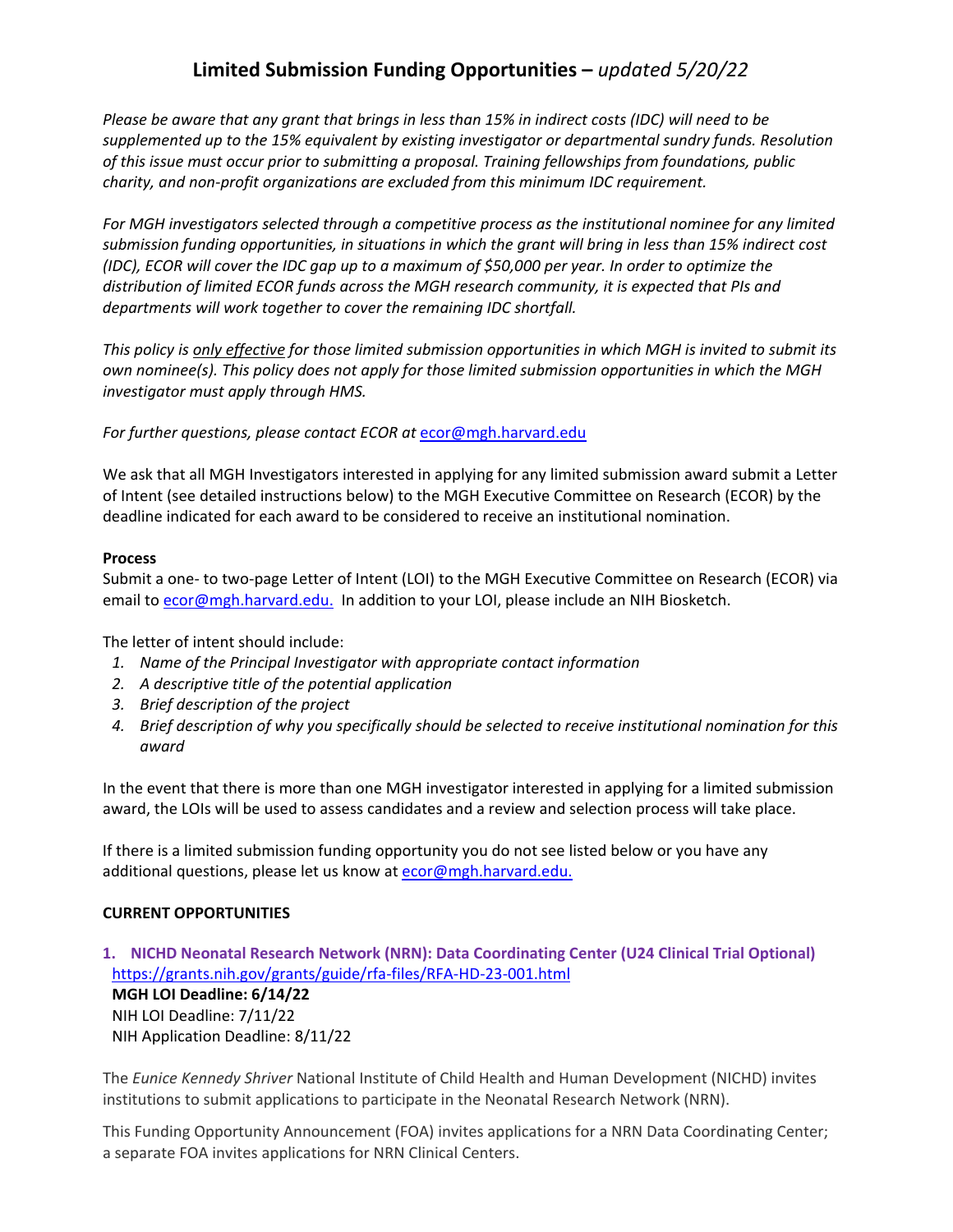# Limited Submission Funding Opportunities – *updated 5/20/22*

*Please be aware that any grant that brings in less than 15% in indirect costs (IDC) will need to be supplemented up to the 15% equivalent by existing investigator or departmental sundry funds. Resolution of this issue must occur prior to submitting a proposal. Training fellowships from foundations, public charity, and non-profit organizations are excluded from this minimum IDC requirement.*

*For MGH investigators selected through a competitive process as the institutional nominee for any limited submission funding opportunities, in situations in which the grant will bring in less than 15% indirect cost (IDC), ECOR will cover the IDC gap up to a maximum of $50,000 per year. In order to optimize the distribution of limited ECOR funds across the MGH research community, it is expected that PIs and departments will work together to cover the remaining IDC shortfall.*

*This policy is <u>only effective</u> for those limited submission opportunities in which MGH is invited to submit its own nominee(s). This policy does not apply for those limited submission opportunities in which the MGH investigator must apply through HMS.*

*For further questions, please contact ECOR at* ecor@mgh.harvard.edu

We ask that all MGH Investigators interested in applying for any limited submission award submit a Letter of Intent (see detailed instructions below) to the MGH Executive Committee on Research (ECOR) by the deadline indicated for each award to be considered to receive an institutional nomination.

**Process**

Submit a one- to two-page Letter of Intent (LOI) to the MGH Executive Committee on Research (ECOR) via email to ecor@mgh.harvard.edu. In addition to your LOI, please include an NIH Biosketch.

The letter of intent should include:

1. *Name of the Principal Investigator with appropriate contact information*
2. *A descriptive title of the potential application*
3. *Brief description of the project*
4. *Brief description of why you specifically should be selected to receive institutional nomination for this award*

In the event that there is more than one MGH investigator interested in applying for a limited submission award, the LOIs will be used to assess candidates and a review and selection process will take place.

If there is a limited submission funding opportunity you do not see listed below or you have any additional questions, please let us know at ecor@mgh.harvard.edu.

**CURRENT OPPORTUNITIES**

**1. NICHD Neonatal Research Network (NRN): Data Coordinating Center (U24 Clinical Trial Optional)**

https://grants.nih.gov/grants/guide/rfa-files/RFA-HD-23-001.html

**MGH LOI Deadline: 6/14/22**

NIH LOI Deadline: 7/11/22

NIH Application Deadline: 8/11/22

The *Eunice Kennedy Shriver* National Institute of Child Health and Human Development (NICHD) invites institutions to submit applications to participate in the Neonatal Research Network (NRN).

This Funding Opportunity Announcement (FOA) invites applications for a NRN Data Coordinating Center; a separate FOA invites applications for NRN Clinical Centers.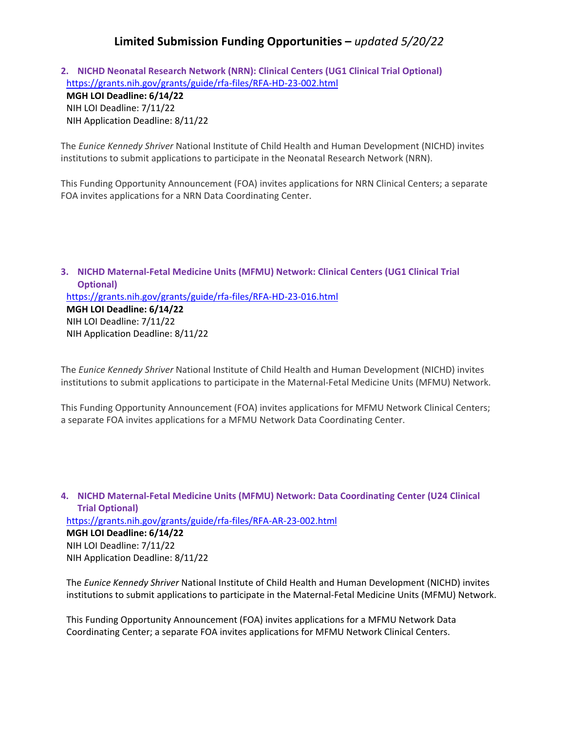# Limite​d Submission Funding Opportunities – *updated 5/20/22*

2. **NICHD Neonatal Research Network (NRN): Clinical Centers (UG1 Clinical Trial Optional)**
   https://grants.nih.gov/grants/guide/rfa-files/RFA-HD-23-002.html
   **MGH LOI Deadline: 6/14/22**
   NIH LOI Deadline: 7/11/22
   NIH Application Deadline: 8/11/22

The *Eunice Kennedy Shriver* National Institute of Child Health and Human Development (NICHD) invites institutions to submit applications to participate in the Neonatal Research Network (NRN).

This Funding Opportunity Announcement (FOA) invites applications for NRN Clinical Centers; a separate FOA invites applications for a NRN Data Coordinating Center.

3. **NICHD Maternal-Fetal Medicine Units (MFMU) Network: Clinical Centers (UG1 Clinical Trial Optional)**
   https://grants.nih.gov/grants/guide/rfa-files/RFA-HD-23-016.html
   **MGH LOI Deadline: 6/14/22**
   NIH LOI Deadline: 7/11/22
   NIH Application Deadline: 8/11/22

The *Eunice Kennedy Shriver* National Institute of Child Health and Human Development (NICHD) invites institutions to submit applications to participate in the Maternal-Fetal Medicine Units (MFMU) Network.

This Funding Opportunity Announcement (FOA) invites applications for MFMU Network Clinical Centers; a separate FOA invites applications for a MFMU Network Data Coordinating Center.

4. **NICHD Maternal-Fetal Medicine Units (MFMU) Network: Data Coordinating Center (U24 Clinical Trial Optional)**
   https://grants.nih.gov/grants/guide/rfa-files/RFA-AR-23-002.html
   **MGH LOI Deadline: 6/14/22**
   NIH LOI Deadline: 7/11/22
   NIH Application Deadline: 8/11/22

   The *Eunice Kennedy Shriver* National Institute of Child Health and Human Development (NICHD) invites institutions to submit applications to participate in the Maternal-Fetal Medicine Units (MFMU) Network.

   This Funding Opportunity Announcement (FOA) invites applications for a MFMU Network Data Coordinating Center; a separate FOA invites applications for MFMU Network Clinical Centers.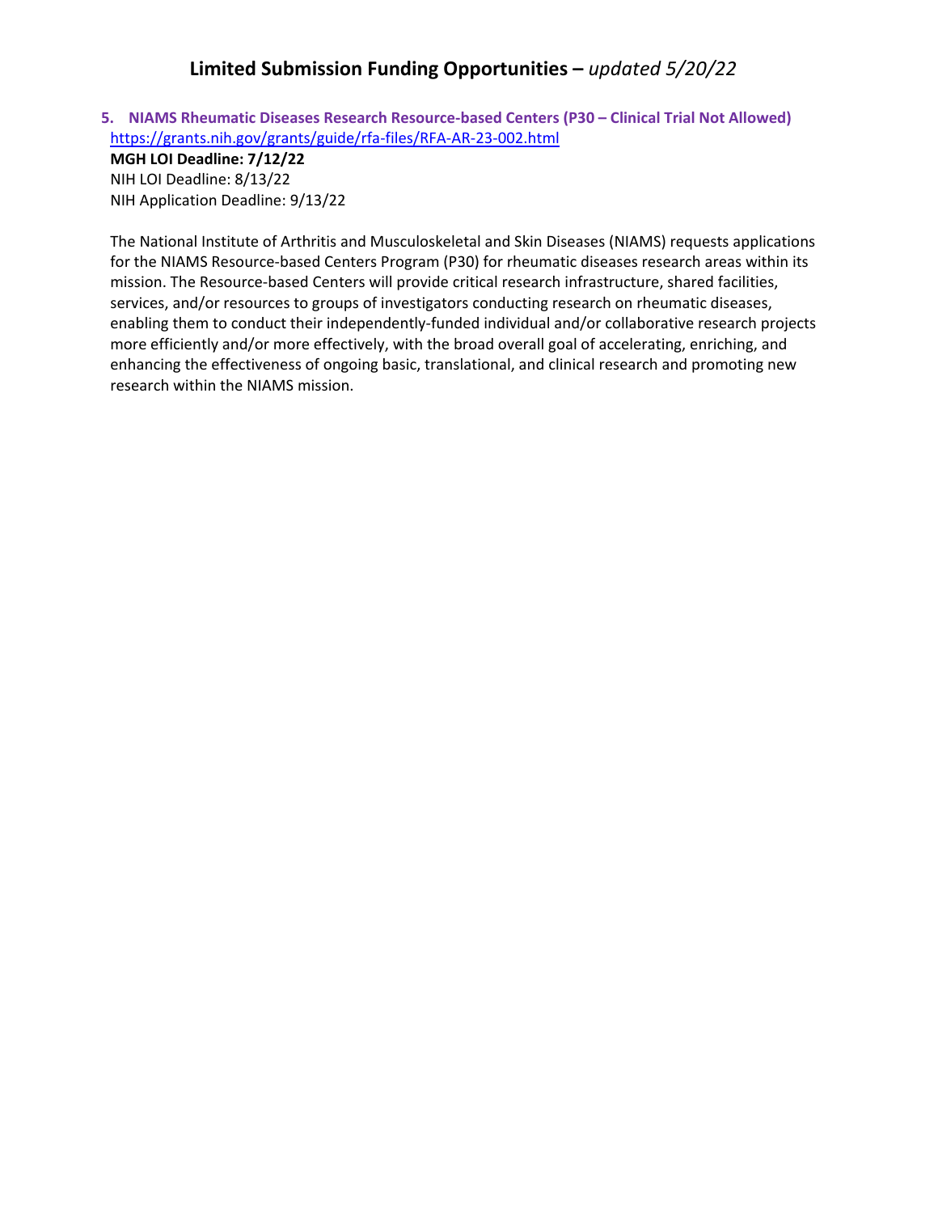**5. NIAMS Rheumatic Diseases Research Resource-based Centers (P30 – Clinical Trial Not Allowed)**

https://grants.nih.gov/grants/guide/rfa-files/RFA-AR-23-002.html

**MGH LOI Deadline: 7/12/22**
NIH LOI Deadline: 8/13/22
NIH Application Deadline: 9/13/22

The National Institute of Arthritis and Musculoskeletal and Skin Diseases (NIAMS) requests applications for the NIAMS Resource-based Centers Program (P30) for rheumatic diseases research areas within its mission. The Resource-based Centers will provide critical research infrastructure, shared facilities, services, and/or resources to groups of investigators conducting research on rheumatic diseases, enabling them to conduct their independently-funded individual and/or collaborative research projects more efficiently and/or more effectively, with the broad overall goal of accelerating, enriching, and enhancing the effectiveness of ongoing basic, translational, and clinical research and promoting new research within the NIAMS mission.